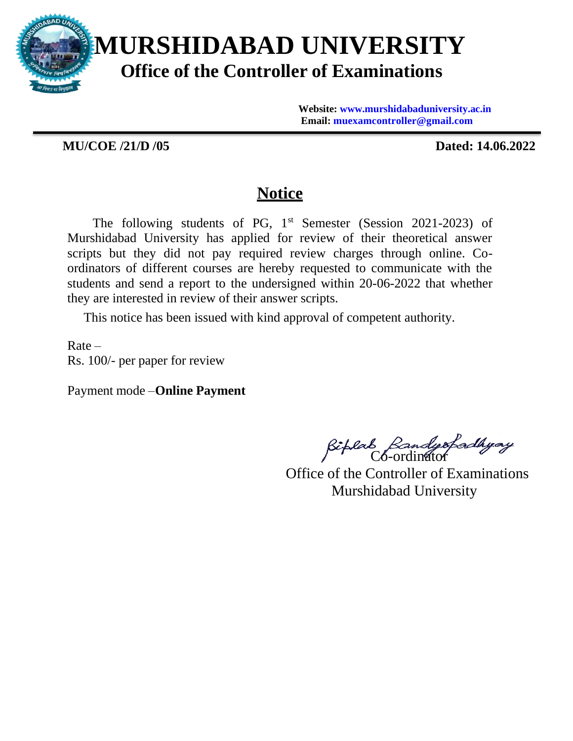# MURSHIDABAD UNIVERSITY

## Office of the Controller of Examinations

**Website: www.murshidabaduniversity.ac.in**
**Email: muexamcontroller@gmail.com**

**MU/COE /21/D /05** **Dated: 14.06.2022**

## Notice

The following students of PG, 1st Semester (Session 2021-2023) of Murshidabad University has applied for review of their theoretical answer scripts but they did not pay required review charges through online. Co-ordinators of different courses are hereby requested to communicate with the students and send a report to the undersigned within 20-06-2022 that whether they are interested in review of their answer scripts.

This notice has been issued with kind approval of competent authority.

Rate –
Rs. 100/- per paper for review

Payment mode –**Online Payment**

Biplab Bandyopadhyay
Co-ordinator
Office of the Controller of Examinations
Murshidabad University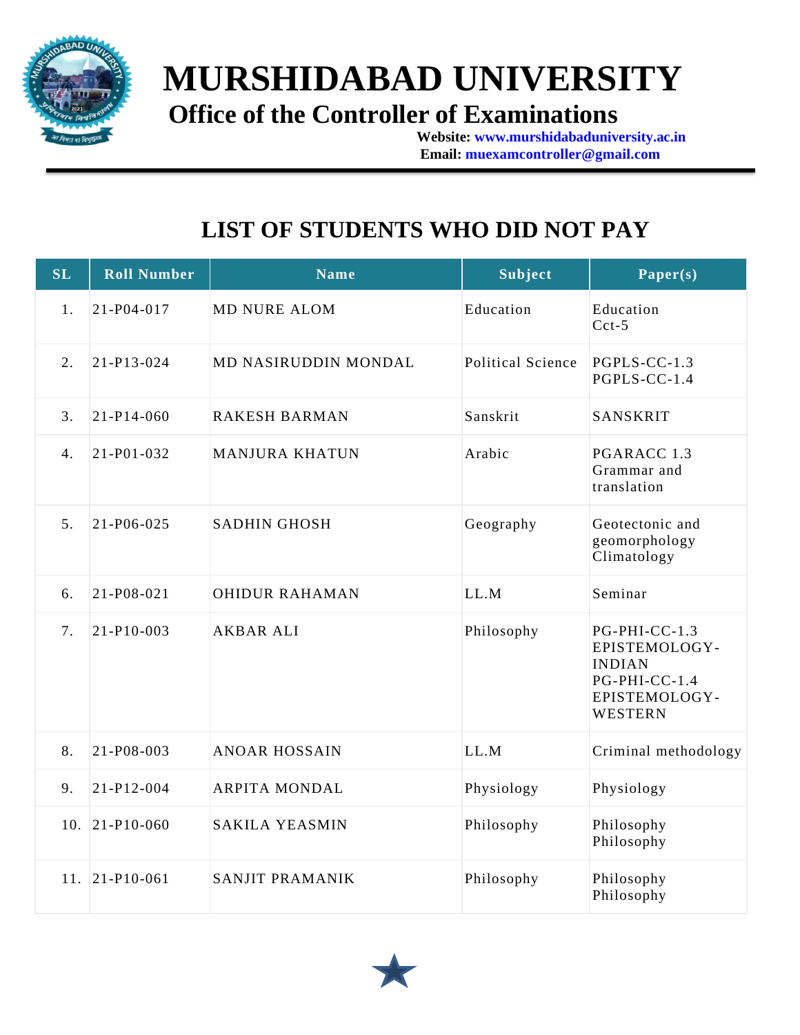# MURSHIDABAD UNIVERSITY

## Office of the Controller of Examinations

**Website:** www.murshidabaduniversity.ac.in
**Email:** muexamcontroller@gmail.com

## LIST OF STUDENTS WHO DID NOT PAY

| SL | Roll Number | Name | Subject | Paper(s) |
|---|---|---|---|---|
| 1. | 21-P04-017 | MD NURE ALOM | Education | Education<br>Cct-5 |
| 2. | 21-P13-024 | MD NASIRUDDIN MONDAL | Political Science | PGPLS-CC-1.3<br>PGPLS-CC-1.4 |
| 3. | 21-P14-060 | RAKESH BARMAN | Sanskrit | SANSKRIT |
| 4. | 21-P01-032 | MANJURA KHATUN | Arabic | PGARACC 1.3 Grammar and translation |
| 5. | 21-P06-025 | SADHIN GHOSH | Geography | Geotectonic and geomorphology<br>Climatology |
| 6. | 21-P08-021 | OHIDUR RAHAMAN | LL.M | Seminar |
| 7. | 21-P10-003 | AKBAR ALI | Philosophy | PG-PHI-CC-1.3 EPISTEMOLOGY-INDIAN<br>PG-PHI-CC-1.4 EPISTEMOLOGY-WESTERN |
| 8. | 21-P08-003 | ANOAR HOSSAIN | LL.M | Criminal methodology |
| 9. | 21-P12-004 | ARPITA MONDAL | Physiology | Physiology |
| 10. | 21-P10-060 | SAKILA YEASMIN | Philosophy | Philosophy<br>Philosophy |
| 11. | 21-P10-061 | SANJIT PRAMANIK | Philosophy | Philosophy<br>Philosophy |